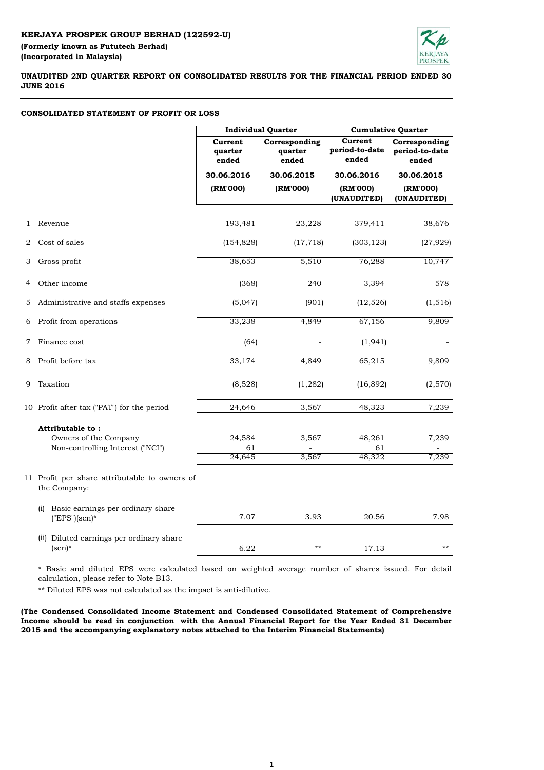**KERJAYA PROSPEK GROUP BERHAD (122592-U)**
**(Formerly known as Fututech Berhad)**
**(Incorporated in Malaysia)**

**UNAUDITED 2ND QUARTER REPORT ON CONSOLIDATED RESULTS FOR THE FINANCIAL PERIOD ENDED 30 JUNE 2016**

**CONSOLIDATED STATEMENT OF PROFIT OR LOSS**

| | | Individual Quarter | | Cumulative Quarter | |
|---|---|---|---|---|---|
| | | Current quarter ended | Corresponding quarter ended | Current period-to-date ended | Corresponding period-to-date ended |
| | | 30.06.2016 | 30.06.2015 | 30.06.2016 | 30.06.2015 |
| | | (RM'000) | (RM'000) | (RM'000) (UNAUDITED) | (RM'000) (UNAUDITED) |
| 1 | Revenue | 193,481 | 23,228 | 379,411 | 38,676 |
| 2 | Cost of sales | (154,828) | (17,718) | (303,123) | (27,929) |
| 3 | Gross profit | 38,653 | 5,510 | 76,288 | 10,747 |
| 4 | Other income | (368) | 240 | 3,394 | 578 |
| 5 | Administrative and staffs expenses | (5,047) | (901) | (12,526) | (1,516) |
| 6 | Profit from operations | 33,238 | 4,849 | 67,156 | 9,809 |
| 7 | Finance cost | (64) | - | (1,941) | - |
| 8 | Profit before tax | 33,174 | 4,849 | 65,215 | 9,809 |
| 9 | Taxation | (8,528) | (1,282) | (16,892) | (2,570) |
| 10 | Profit after tax ("PAT") for the period | 24,646 | 3,567 | 48,323 | 7,239 |
| | **Attributable to :** | | | | |
| | Owners of the Company | 24,584 | 3,567 | 48,261 | 7,239 |
| | Non-controlling Interest ("NCI") | 61 | - | 61 | - |
| | | 24,645 | 3,567 | 48,322 | 7,239 |
| 11 | Profit per share attributable to owners of the Company: | | | | |
| | (i) Basic earnings per ordinary share ("EPS")(sen)* | 7.07 | 3.93 | 20.56 | 7.98 |
| | (ii) Diluted earnings per ordinary share (sen)* | 6.22 | ** | 17.13 | ** |

* Basic and diluted EPS were calculated based on weighted average number of shares issued. For detail calculation, please refer to Note B13.

** Diluted EPS was not calculated as the impact is anti-dilutive.

**(The Condensed Consolidated Income Statement and Condensed Consolidated Statement of Comprehensive Income should be read in conjunction with the Annual Financial Report for the Year Ended 31 December 2015 and the accompanying explanatory notes attached to the Interim Financial Statements)**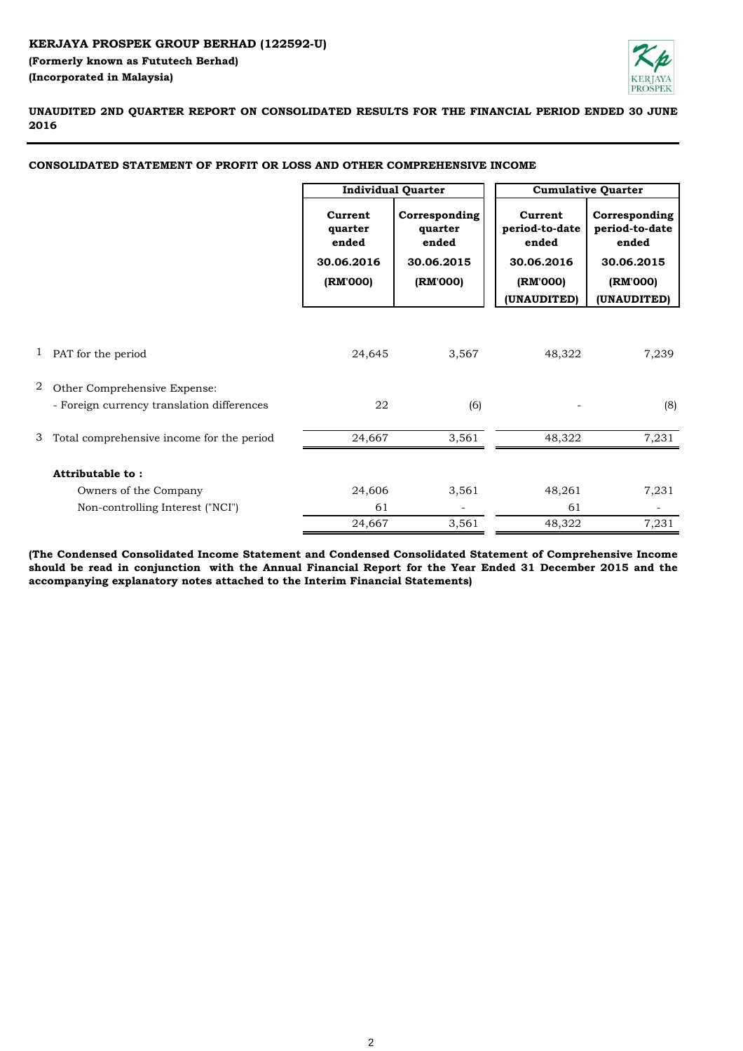**KERJAYA PROSPEK GROUP BERHAD (122592-U)**

**(Formerly known as Fututech Berhad)**

**(Incorporated in Malaysia)**

**UNAUDITED 2ND QUARTER REPORT ON CONSOLIDATED RESULTS FOR THE FINANCIAL PERIOD ENDED 30 JUNE 2016**

**CONSOLIDATED STATEMENT OF PROFIT OR LOSS AND OTHER COMPREHENSIVE INCOME**

| | | Individual Quarter | | Cumulative Quarter | |
|---|---|---|---|---|---|
| | | Current quarter ended 30.06.2016 (RM'000) | Corresponding quarter ended 30.06.2015 (RM'000) | Current period-to-date ended 30.06.2016 (RM'000) (UNAUDITED) | Corresponding period-to-date ended 30.06.2015 (RM'000) (UNAUDITED) |
| 1 | PAT for the period | 24,645 | 3,567 | 48,322 | 7,239 |
| 2 | Other Comprehensive Expense: | | | | |
| | - Foreign currency translation differences | 22 | (6) | - | (8) |
| 3 | Total comprehensive income for the period | 24,667 | 3,561 | 48,322 | 7,231 |
| | **Attributable to :** | | | | |
| | Owners of the Company | 24,606 | 3,561 | 48,261 | 7,231 |
| | Non-controlling Interest ("NCI") | 61 | - | 61 | - |
| | | 24,667 | 3,561 | 48,322 | 7,231 |

**(The Condensed Consolidated Income Statement and Condensed Consolidated Statement of Comprehensive Income should be read in conjunction with the Annual Financial Report for the Year Ended 31 December 2015 and the accompanying explanatory notes attached to the Interim Financial Statements)**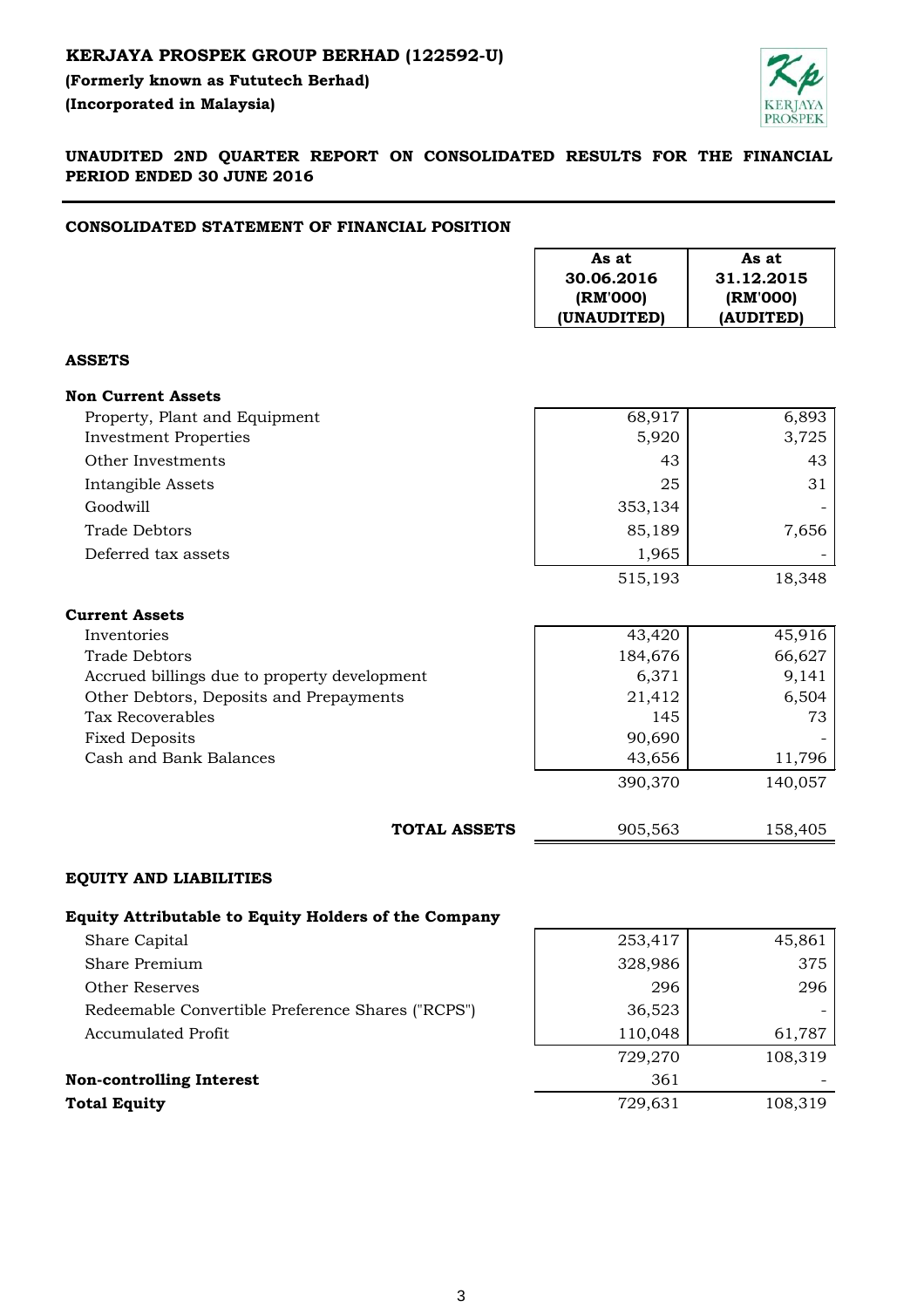**KERJAYA PROSPEK GROUP BERHAD (122592-U)**
**(Formerly known as Fututech Berhad)**
**(Incorporated in Malaysia)**

**UNAUDITED 2ND QUARTER REPORT ON CONSOLIDATED RESULTS FOR THE FINANCIAL PERIOD ENDED 30 JUNE 2016**

## CONSOLIDATED STATEMENT OF FINANCIAL POSITION

| | As at 30.06.2016 (RM'000) (UNAUDITED) | As at 31.12.2015 (RM'000) (AUDITED) |
|---|---|---|
| **ASSETS** | | |
| **Non Current Assets** | | |
| Property, Plant and Equipment | 68,917 | 6,893 |
| Investment Properties | 5,920 | 3,725 |
| Other Investments | 43 | 43 |
| Intangible Assets | 25 | 31 |
| Goodwill | 353,134 | - |
| Trade Debtors | 85,189 | 7,656 |
| Deferred tax assets | 1,965 | - |
| | 515,193 | 18,348 |
| **Current Assets** | | |
| Inventories | 43,420 | 45,916 |
| Trade Debtors | 184,676 | 66,627 |
| Accrued billings due to property development | 6,371 | 9,141 |
| Other Debtors, Deposits and Prepayments | 21,412 | 6,504 |
| Tax Recoverables | 145 | 73 |
| Fixed Deposits | 90,690 | - |
| Cash and Bank Balances | 43,656 | 11,796 |
| | 390,370 | 140,057 |
| **TOTAL ASSETS** | 905,563 | 158,405 |
| **EQUITY AND LIABILITIES** | | |
| **Equity Attributable to Equity Holders of the Company** | | |
| Share Capital | 253,417 | 45,861 |
| Share Premium | 328,986 | 375 |
| Other Reserves | 296 | 296 |
| Redeemable Convertible Preference Shares ("RCPS") | 36,523 | - |
| Accumulated Profit | 110,048 | 61,787 |
| | 729,270 | 108,319 |
| **Non-controlling Interest** | 361 | - |
| **Total Equity** | 729,631 | 108,319 |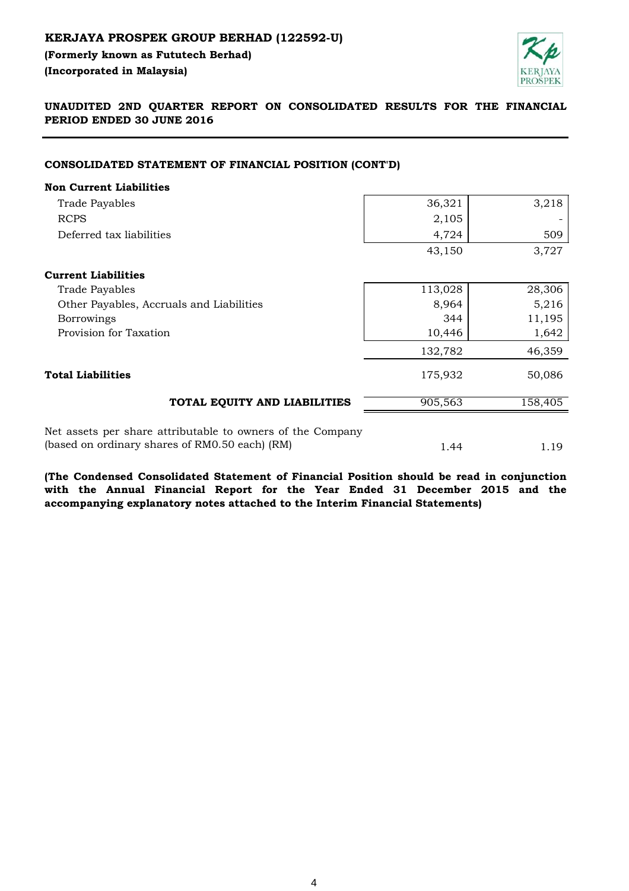**KERJAYA PROSPEK GROUP BERHAD (122592-U)**
**(Formerly known as Fututech Berhad)**
**(Incorporated in Malaysia)**

**UNAUDITED 2ND QUARTER REPORT ON CONSOLIDATED RESULTS FOR THE FINANCIAL PERIOD ENDED 30 JUNE 2016**

## CONSOLIDATED STATEMENT OF FINANCIAL POSITION (CONT'D)

| | | |
|---|---|---|
| **Non Current Liabilities** | | |
| Trade Payables | 36,321 | 3,218 |
| RCPS | 2,105 | - |
| Deferred tax liabilities | 4,724 | 509 |
| | 43,150 | 3,727 |
| **Current Liabilities** | | |
| Trade Payables | 113,028 | 28,306 |
| Other Payables, Accruals and Liabilities | 8,964 | 5,216 |
| Borrowings | 344 | 11,195 |
| Provision for Taxation | 10,446 | 1,642 |
| | 132,782 | 46,359 |
| **Total Liabilities** | 175,932 | 50,086 |
| **TOTAL EQUITY AND LIABILITIES** | 905,563 | 158,405 |
| Net assets per share attributable to owners of the Company (based on ordinary shares of RM0.50 each) (RM) | 1.44 | 1.19 |

**(The Condensed Consolidated Statement of Financial Position should be read in conjunction with the Annual Financial Report for the Year Ended 31 December 2015 and the accompanying explanatory notes attached to the Interim Financial Statements)**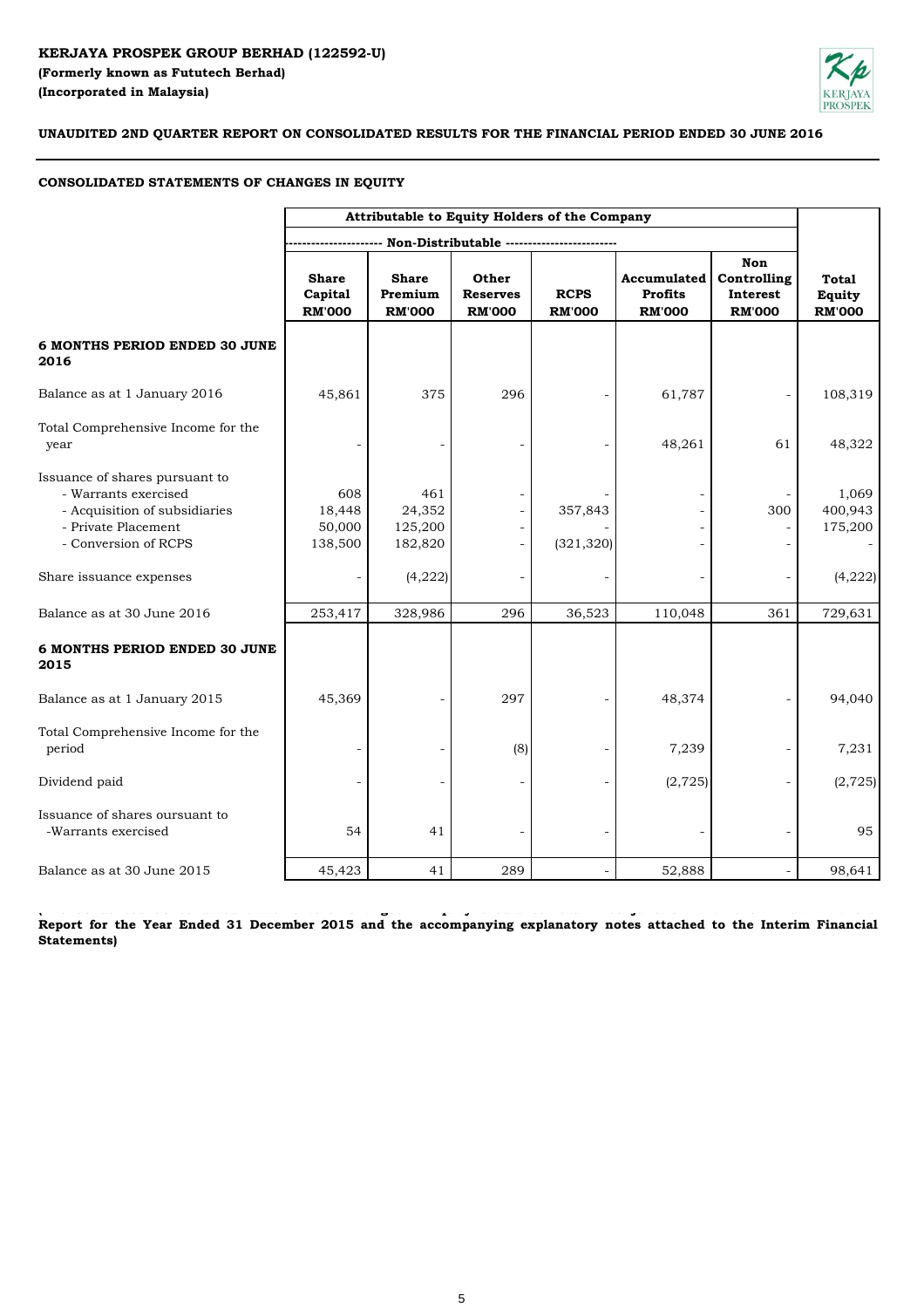**KERJAYA PROSPEK GROUP BERHAD (122592-U)**
**(Formerly known as Fututech Berhad)**
**(Incorporated in Malaysia)**

**UNAUDITED 2ND QUARTER REPORT ON CONSOLIDATED RESULTS FOR THE FINANCIAL PERIOD ENDED 30 JUNE 2016**

**CONSOLIDATED STATEMENTS OF CHANGES IN EQUITY**

| | Attributable to Equity Holders of the Company | | | | | | |
|---|---|---|---|---|---|---|---|
| | ---- Non-Distributable ---- | | | | | | |
| | **Share Capital RM'000** | **Share Premium RM'000** | **Other Reserves RM'000** | **RCPS RM'000** | **Accumulated Profits RM'000** | **Non Controlling Interest RM'000** | **Total Equity RM'000** |
| **6 MONTHS PERIOD ENDED 30 JUNE 2016** | | | | | | | |
| Balance as at 1 January 2016 | 45,861 | 375 | 296 | - | 61,787 | - | 108,319 |
| Total Comprehensive Income for the year | - | - | - | - | 48,261 | 61 | 48,322 |
| Issuance of shares pursuant to | | | | | | | |
| - Warrants exercised | 608 | 461 | - | - | - | - | 1,069 |
| - Acquisition of subsidiaries | 18,448 | 24,352 | - | 357,843 | - | 300 | 400,943 |
| - Private Placement | 50,000 | 125,200 | - | - | - | - | 175,200 |
| - Conversion of RCPS | 138,500 | 182,820 | - | (321,320) | - | - | - |
| Share issuance expenses | - | (4,222) | - | - | - | - | (4,222) |
| Balance as at 30 June 2016 | 253,417 | 328,986 | 296 | 36,523 | 110,048 | 361 | 729,631 |
| **6 MONTHS PERIOD ENDED 30 JUNE 2015** | | | | | | | |
| Balance as at 1 January 2015 | 45,369 | - | 297 | - | 48,374 | - | 94,040 |
| Total Comprehensive Income for the period | - | - | (8) | - | 7,239 | - | 7,231 |
| Dividend paid | - | - | - | - | (2,725) | - | (2,725) |
| Issuance of shares oursuant to -Warrants exercised | 54 | 41 | - | - | - | - | 95 |
| Balance as at 30 June 2015 | 45,423 | 41 | 289 | - | 52,888 | - | 98,641 |

**Report for the Year Ended 31 December 2015 and the accompanying explanatory notes attached to the Interim Financial Statements)**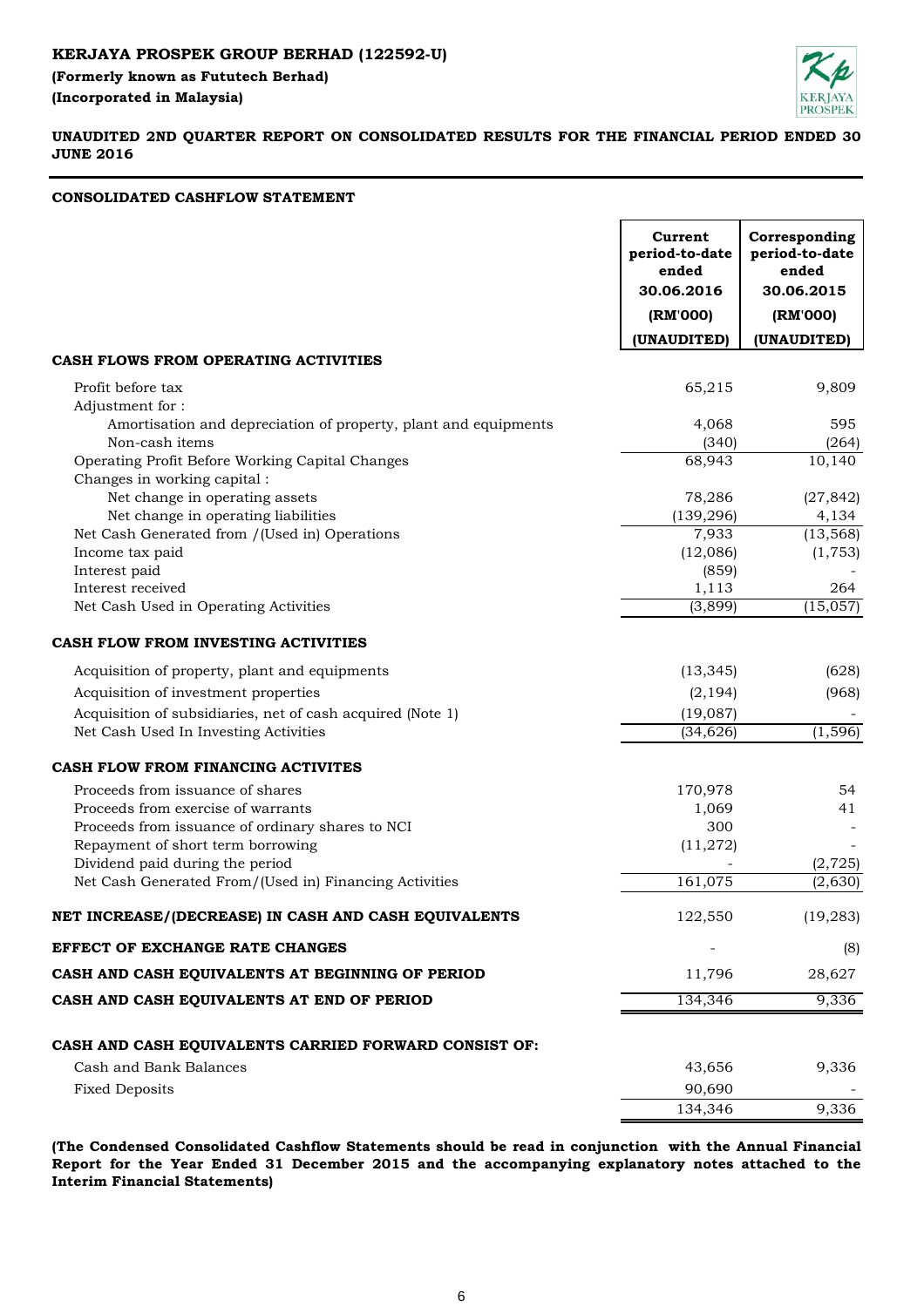**KERJAYA PROSPEK GROUP BERHAD (122592-U)**

**(Formerly known as Fututech Berhad)**

**(Incorporated in Malaysia)**

**UNAUDITED 2ND QUARTER REPORT ON CONSOLIDATED RESULTS FOR THE FINANCIAL PERIOD ENDED 30 JUNE 2016**

**CONSOLIDATED CASHFLOW STATEMENT**

| | Current period-to-date ended 30.06.2016 (RM'000) (UNAUDITED) | Corresponding period-to-date ended 30.06.2015 (RM'000) (UNAUDITED) |
|---|---|---|
| **CASH FLOWS FROM OPERATING ACTIVITIES** | | |
| Profit before tax | 65,215 | 9,809 |
| Adjustment for : | | |
| Amortisation and depreciation of property, plant and equipments | 4,068 | 595 |
| Non-cash items | (340) | (264) |
| Operating Profit Before Working Capital Changes | 68,943 | 10,140 |
| Changes in working capital : | | |
| Net change in operating assets | 78,286 | (27,842) |
| Net change in operating liabilities | (139,296) | 4,134 |
| Net Cash Generated from /(Used in) Operations | 7,933 | (13,568) |
| Income tax paid | (12,086) | (1,753) |
| Interest paid | (859) | - |
| Interest received | 1,113 | 264 |
| Net Cash Used in Operating Activities | (3,899) | (15,057) |
| **CASH FLOW FROM INVESTING ACTIVITIES** | | |
| Acquisition of property, plant and equipments | (13,345) | (628) |
| Acquisition of investment properties | (2,194) | (968) |
| Acquisition of subsidiaries, net of cash acquired (Note 1) | (19,087) | - |
| Net Cash Used In Investing Activities | (34,626) | (1,596) |
| **CASH FLOW FROM FINANCING ACTIVITES** | | |
| Proceeds from issuance of shares | 170,978 | 54 |
| Proceeds from exercise of warrants | 1,069 | 41 |
| Proceeds from issuance of ordinary shares to NCI | 300 | - |
| Repayment of short term borrowing | (11,272) | - |
| Dividend paid during the period | - | (2,725) |
| Net Cash Generated From/(Used in) Financing Activities | 161,075 | (2,630) |
| **NET INCREASE/(DECREASE) IN CASH AND CASH EQUIVALENTS** | 122,550 | (19,283) |
| **EFFECT OF EXCHANGE RATE CHANGES** | - | (8) |
| **CASH AND CASH EQUIVALENTS AT BEGINNING OF PERIOD** | 11,796 | 28,627 |
| **CASH AND CASH EQUIVALENTS AT END OF PERIOD** | 134,346 | 9,336 |
| **CASH AND CASH EQUIVALENTS CARRIED FORWARD CONSIST OF:** | | |
| Cash and Bank Balances | 43,656 | 9,336 |
| Fixed Deposits | 90,690 | - |
| | 134,346 | 9,336 |

**(The Condensed Consolidated Cashflow Statements should be read in conjunction with the Annual Financial Report for the Year Ended 31 December 2015 and the accompanying explanatory notes attached to the Interim Financial Statements)**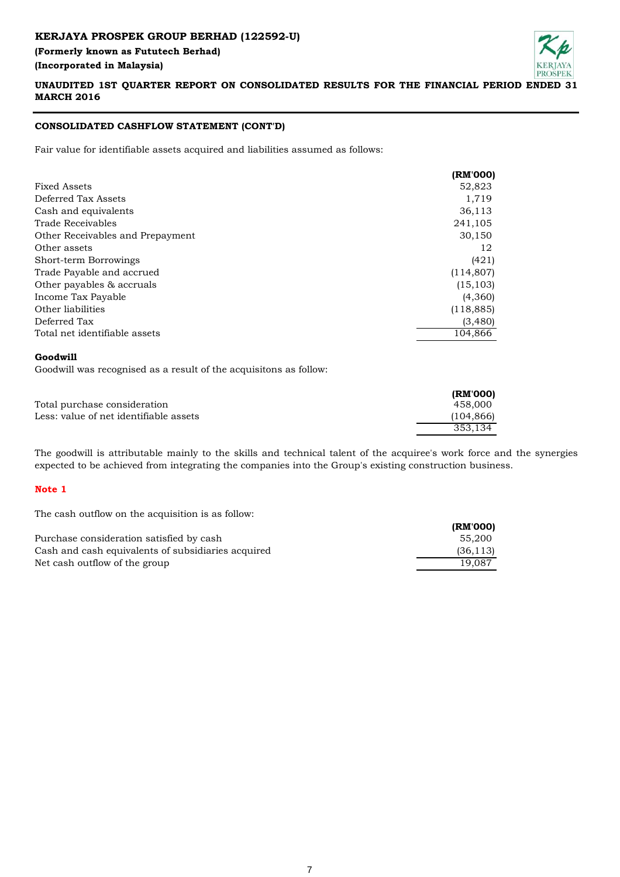## CONSOLIDATED CASHFLOW STATEMENT (CONT'D)

Fair value for identifiable assets acquired and liabilities assumed as follows:

| | (RM'000) |
|---|---|
| Fixed Assets | 52,823 |
| Deferred Tax Assets | 1,719 |
| Cash and equivalents | 36,113 |
| Trade Receivables | 241,105 |
| Other Receivables and Prepayment | 30,150 |
| Other assets | 12 |
| Short-term Borrowings | (421) |
| Trade Payable and accrued | (114,807) |
| Other payables & accruals | (15,103) |
| Income Tax Payable | (4,360) |
| Other liabilities | (118,885) |
| Deferred Tax | (3,480) |
| Total net identifiable assets | 104,866 |

**Goodwill**

Goodwill was recognised as a result of the acquisitons as follow:

| | (RM'000) |
|---|---|
| Total purchase consideration | 458,000 |
| Less: value of net identifiable assets | (104,866) |
| | 353,134 |

The goodwill is attributable mainly to the skills and technical talent of the acquiree's work force and the synergies expected to be achieved from integrating the companies into the Group's existing construction business.

**Note 1**

The cash outflow on the acquisition is as follow:

| | (RM'000) |
|---|---|
| Purchase consideration satisfied by cash | 55,200 |
| Cash and cash equivalents of subsidiaries acquired | (36,113) |
| Net cash outflow of the group | 19,087 |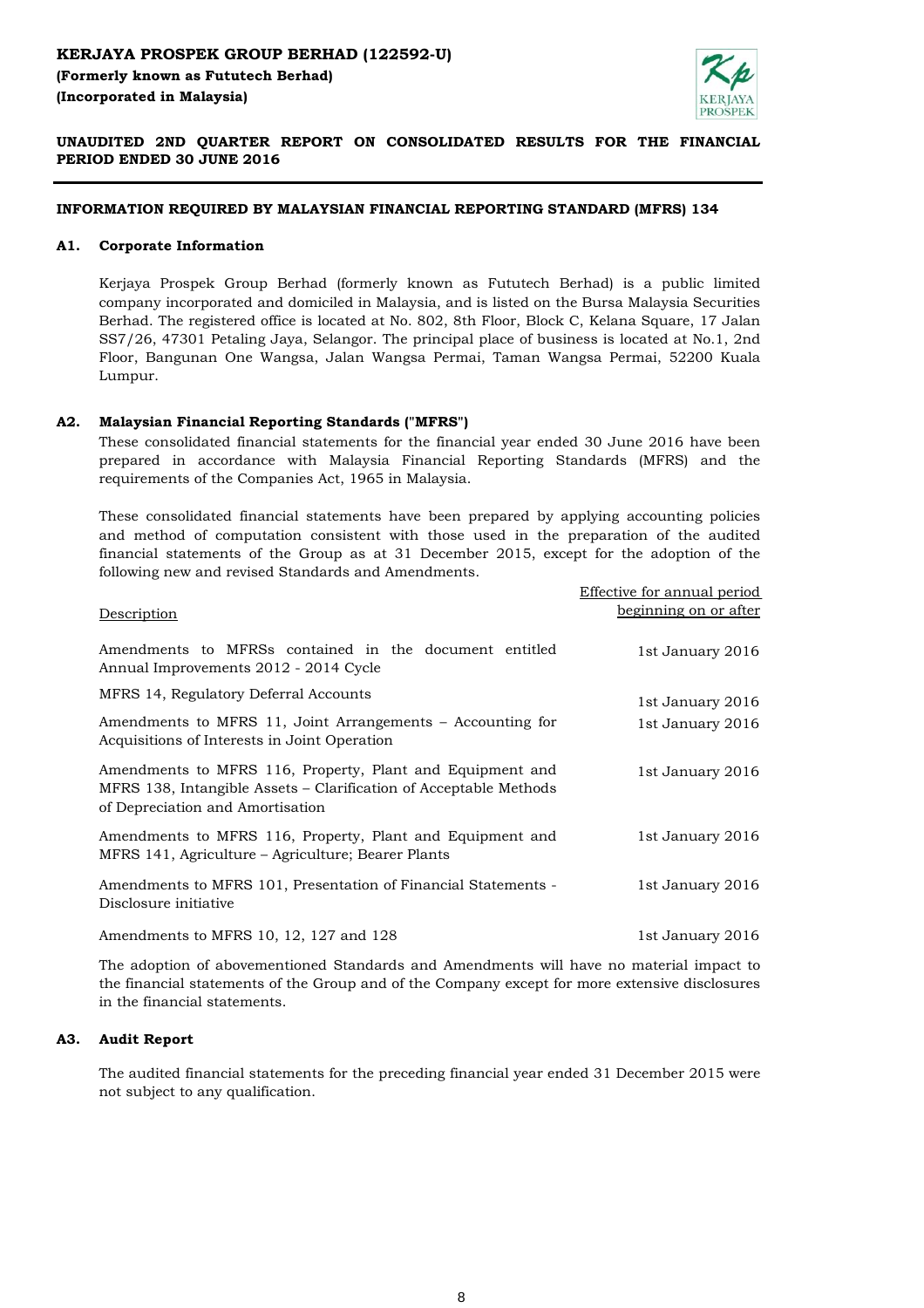**KERJAYA PROSPEK GROUP BERHAD (122592-U)**
**(Formerly known as Fututech Berhad)**
**(Incorporated in Malaysia)**

**UNAUDITED 2ND QUARTER REPORT ON CONSOLIDATED RESULTS FOR THE FINANCIAL PERIOD ENDED 30 JUNE 2016**

**INFORMATION REQUIRED BY MALAYSIAN FINANCIAL REPORTING STANDARD (MFRS) 134**

## A1. Corporate Information

Kerjaya Prospek Group Berhad (formerly known as Fututech Berhad) is a public limited company incorporated and domiciled in Malaysia, and is listed on the Bursa Malaysia Securities Berhad. The registered office is located at No. 802, 8th Floor, Block C, Kelana Square, 17 Jalan SS7/26, 47301 Petaling Jaya, Selangor. The principal place of business is located at No.1, 2nd Floor, Bangunan One Wangsa, Jalan Wangsa Permai, Taman Wangsa Permai, 52200 Kuala Lumpur.

## A2. Malaysian Financial Reporting Standards ("MFRS")

These consolidated financial statements for the financial year ended 30 June 2016 have been prepared in accordance with Malaysia Financial Reporting Standards (MFRS) and the requirements of the Companies Act, 1965 in Malaysia.

These consolidated financial statements have been prepared by applying accounting policies and method of computation consistent with those used in the preparation of the audited financial statements of the Group as at 31 December 2015, except for the adoption of the following new and revised Standards and Amendments.

| Description | Effective for annual period beginning on or after |
|---|---|
| Amendments to MFRSs contained in the document entitled Annual Improvements 2012 - 2014 Cycle | 1st January 2016 |
| MFRS 14, Regulatory Deferral Accounts | 1st January 2016 |
| Amendments to MFRS 11, Joint Arrangements – Accounting for Acquisitions of Interests in Joint Operation | 1st January 2016 |
| Amendments to MFRS 116, Property, Plant and Equipment and MFRS 138, Intangible Assets – Clarification of Acceptable Methods of Depreciation and Amortisation | 1st January 2016 |
| Amendments to MFRS 116, Property, Plant and Equipment and MFRS 141, Agriculture – Agriculture; Bearer Plants | 1st January 2016 |
| Amendments to MFRS 101, Presentation of Financial Statements - Disclosure initiative | 1st January 2016 |
| Amendments to MFRS 10, 12, 127 and 128 | 1st January 2016 |

The adoption of abovementioned Standards and Amendments will have no material impact to the financial statements of the Group and of the Company except for more extensive disclosures in the financial statements.

## A3. Audit Report

The audited financial statements for the preceding financial year ended 31 December 2015 were not subject to any qualification.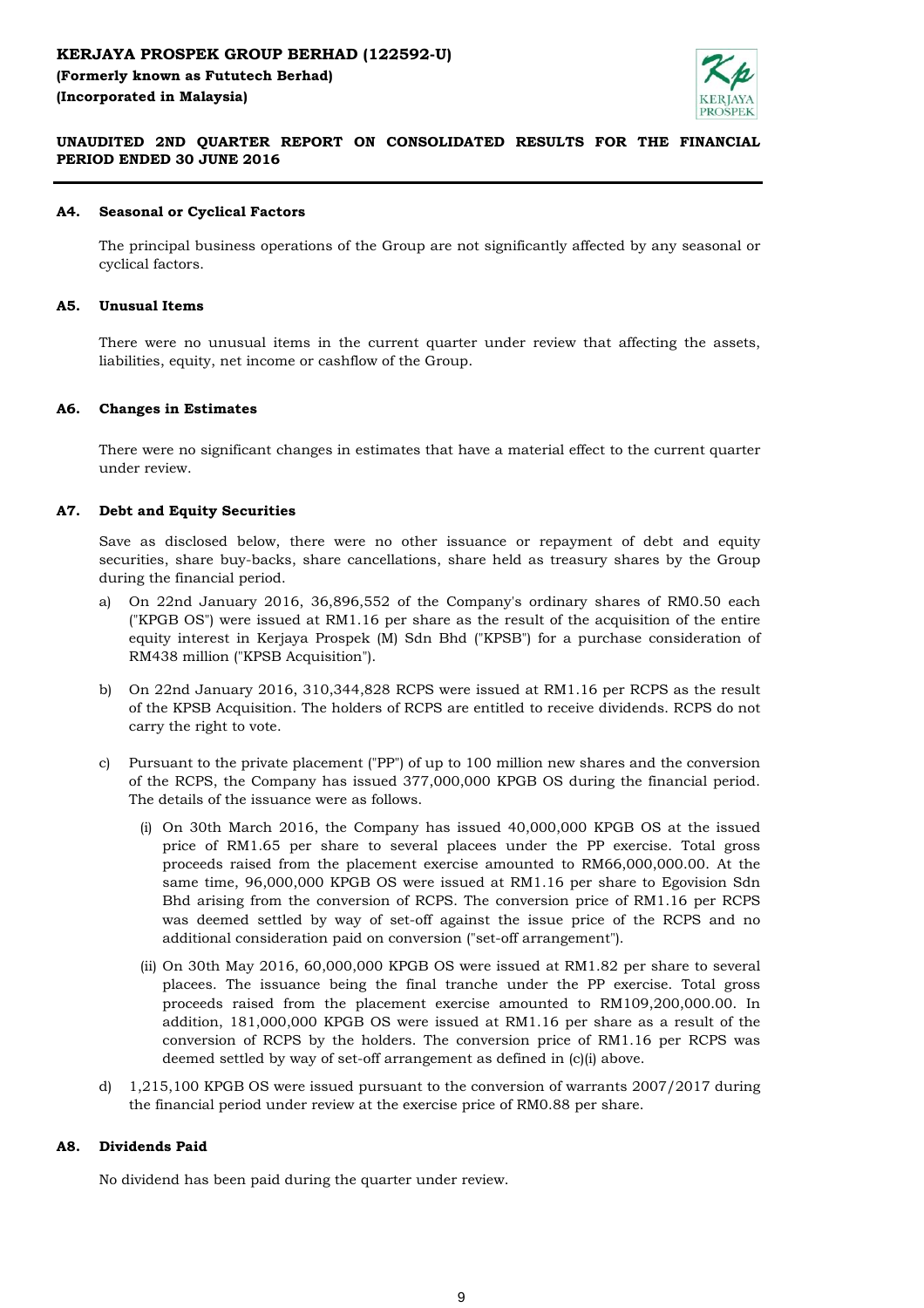#### A4. Seasonal or Cyclical Factors

The principal business operations of the Group are not significantly affected by any seasonal or cyclical factors.

#### A5. Unusual Items

There were no unusual items in the current quarter under review that affecting the assets, liabilities, equity, net income or cashflow of the Group.

#### A6. Changes in Estimates

There were no significant changes in estimates that have a material effect to the current quarter under review.

#### A7. Debt and Equity Securities

Save as disclosed below, there were no other issuance or repayment of debt and equity securities, share buy-backs, share cancellations, share held as treasury shares by the Group during the financial period.

a) On 22nd January 2016, 36,896,552 of the Company's ordinary shares of RM0.50 each ("KPGB OS") were issued at RM1.16 per share as the result of the acquisition of the entire equity interest in Kerjaya Prospek (M) Sdn Bhd ("KPSB") for a purchase consideration of RM438 million ("KPSB Acquisition").

b) On 22nd January 2016, 310,344,828 RCPS were issued at RM1.16 per RCPS as the result of the KPSB Acquisition. The holders of RCPS are entitled to receive dividends. RCPS do not carry the right to vote.

c) Pursuant to the private placement ("PP") of up to 100 million new shares and the conversion of the RCPS, the Company has issued 377,000,000 KPGB OS during the financial period. The details of the issuance were as follows.

   (i) On 30th March 2016, the Company has issued 40,000,000 KPGB OS at the issued price of RM1.65 per share to several placees under the PP exercise. Total gross proceeds raised from the placement exercise amounted to RM66,000,000.00. At the same time, 96,000,000 KPGB OS were issued at RM1.16 per share to Egovision Sdn Bhd arising from the conversion of RCPS. The conversion price of RM1.16 per RCPS was deemed settled by way of set-off against the issue price of the RCPS and no additional consideration paid on conversion ("set-off arrangement").

   (ii) On 30th May 2016, 60,000,000 KPGB OS were issued at RM1.82 per share to several placees. The issuance being the final tranche under the PP exercise. Total gross proceeds raised from the placement exercise amounted to RM109,200,000.00. In addition, 181,000,000 KPGB OS were issued at RM1.16 per share as a result of the conversion of RCPS by the holders. The conversion price of RM1.16 per RCPS was deemed settled by way of set-off arrangement as defined in (c)(i) above.

d) 1,215,100 KPGB OS were issued pursuant to the conversion of warrants 2007/2017 during the financial period under review at the exercise price of RM0.88 per share.

#### A8. Dividends Paid

No dividend has been paid during the quarter under review.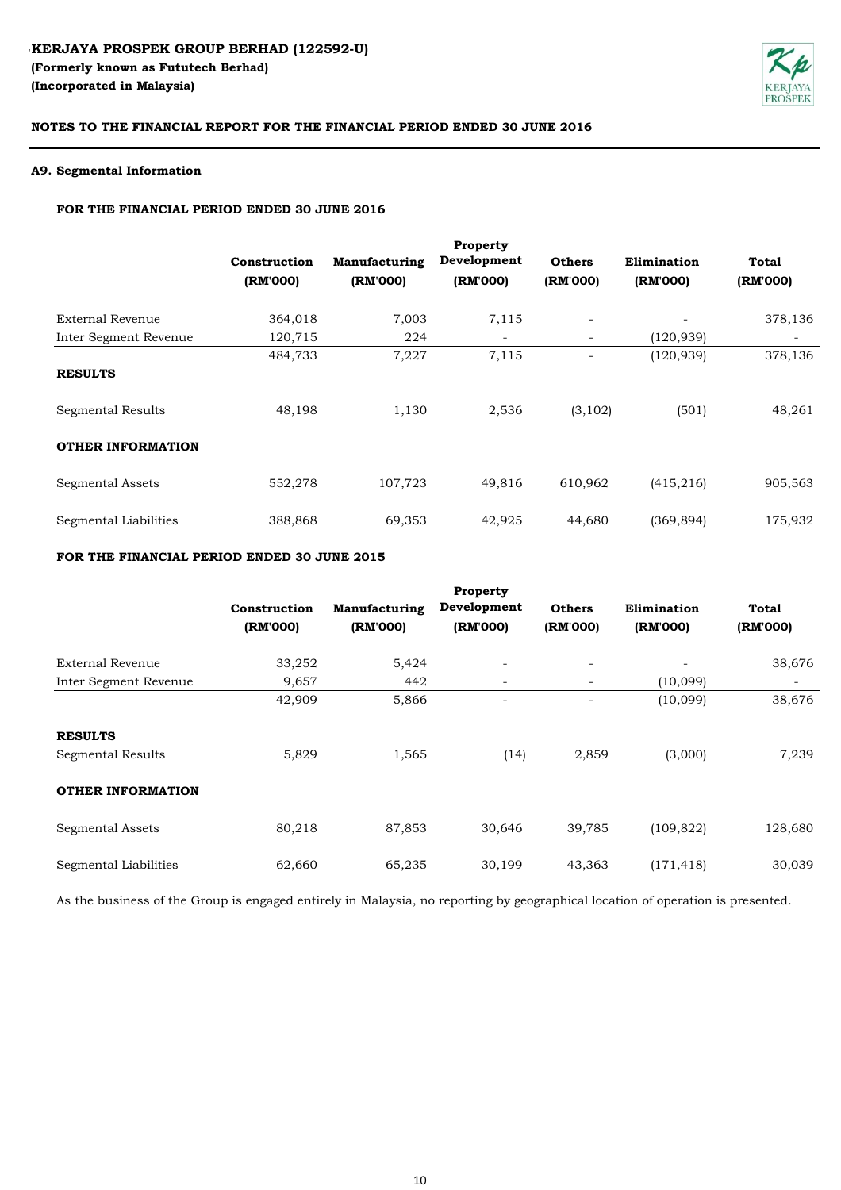**KERJAYA PROSPEK GROUP BERHAD (122592-U)**
**(Formerly known as Fututech Berhad)**
**(Incorporated in Malaysia)**

**NOTES TO THE FINANCIAL REPORT FOR THE FINANCIAL PERIOD ENDED 30 JUNE 2016**

### A9. Segmental Information

#### FOR THE FINANCIAL PERIOD ENDED 30 JUNE 2016

| | Construction (RM'000) | Manufacturing (RM'000) | Property Development (RM'000) | Others (RM'000) | Elimination (RM'000) | Total (RM'000) |
|---|---|---|---|---|---|---|
| External Revenue | 364,018 | 7,003 | 7,115 | - | - | 378,136 |
| Inter Segment Revenue | 120,715 | 224 | - | - | (120,939) | - |
| | 484,733 | 7,227 | 7,115 | - | (120,939) | 378,136 |
| **RESULTS** | | | | | | |
| Segmental Results | 48,198 | 1,130 | 2,536 | (3,102) | (501) | 48,261 |
| **OTHER INFORMATION** | | | | | | |
| Segmental Assets | 552,278 | 107,723 | 49,816 | 610,962 | (415,216) | 905,563 |
| Segmental Liabilities | 388,868 | 69,353 | 42,925 | 44,680 | (369,894) | 175,932 |

#### FOR THE FINANCIAL PERIOD ENDED 30 JUNE 2015

| | Construction (RM'000) | Manufacturing (RM'000) | Property Development (RM'000) | Others (RM'000) | Elimination (RM'000) | Total (RM'000) |
|---|---|---|---|---|---|---|
| External Revenue | 33,252 | 5,424 | - | - | - | 38,676 |
| Inter Segment Revenue | 9,657 | 442 | - | - | (10,099) | - |
| | 42,909 | 5,866 | - | - | (10,099) | 38,676 |
| **RESULTS** | | | | | | |
| Segmental Results | 5,829 | 1,565 | (14) | 2,859 | (3,000) | 7,239 |
| **OTHER INFORMATION** | | | | | | |
| Segmental Assets | 80,218 | 87,853 | 30,646 | 39,785 | (109,822) | 128,680 |
| Segmental Liabilities | 62,660 | 65,235 | 30,199 | 43,363 | (171,418) | 30,039 |

As the business of the Group is engaged entirely in Malaysia, no reporting by geographical location of operation is presented.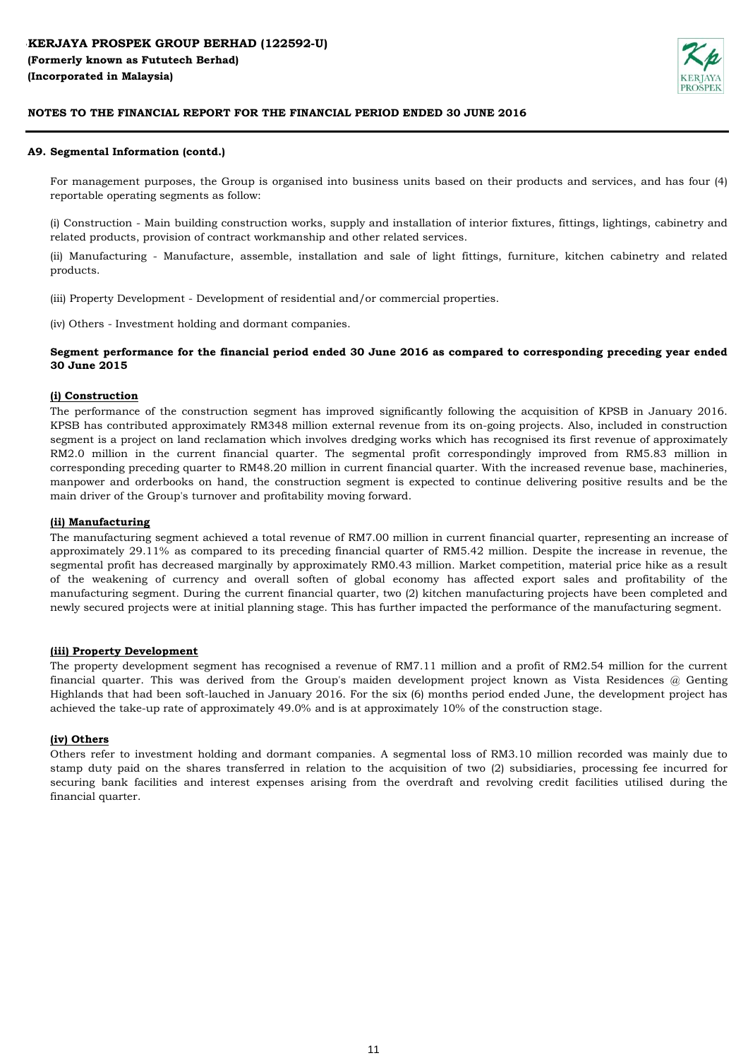**KERJAYA PROSPEK GROUP BERHAD (122592-U)**
**(Formerly known as Fututech Berhad)**
**(Incorporated in Malaysia)**

**NOTES TO THE FINANCIAL REPORT FOR THE FINANCIAL PERIOD ENDED 30 JUNE 2016**

**A9. Segmental Information (contd.)**

For management purposes, the Group is organised into business units based on their products and services, and has four (4) reportable operating segments as follow:

(i) Construction - Main building construction works, supply and installation of interior fixtures, fittings, lightings, cabinetry and related products, provision of contract workmanship and other related services.

(ii) Manufacturing - Manufacture, assemble, installation and sale of light fittings, furniture, kitchen cabinetry and related products.

(iii) Property Development - Development of residential and/or commercial properties.

(iv) Others - Investment holding and dormant companies.

**Segment performance for the financial period ended 30 June 2016 as compared to corresponding preceding year ended 30 June 2015**

**(i) Construction**

The performance of the construction segment has improved significantly following the acquisition of KPSB in January 2016. KPSB has contributed approximately RM348 million external revenue from its on-going projects. Also, included in construction segment is a project on land reclamation which involves dredging works which has recognised its first revenue of approximately RM2.0 million in the current financial quarter. The segmental profit correspondingly improved from RM5.83 million in corresponding preceding quarter to RM48.20 million in current financial quarter. With the increased revenue base, machineries, manpower and orderbooks on hand, the construction segment is expected to continue delivering positive results and be the main driver of the Group's turnover and profitability moving forward.

**(ii) Manufacturing**

The manufacturing segment achieved a total revenue of RM7.00 million in current financial quarter, representing an increase of approximately 29.11% as compared to its preceding financial quarter of RM5.42 million. Despite the increase in revenue, the segmental profit has decreased marginally by approximately RM0.43 million. Market competition, material price hike as a result of the weakening of currency and overall soften of global economy has affected export sales and profitability of the manufacturing segment. During the current financial quarter, two (2) kitchen manufacturing projects have been completed and newly secured projects were at initial planning stage. This has further impacted the performance of the manufacturing segment.

**(iii) Property Development**

The property development segment has recognised a revenue of RM7.11 million and a profit of RM2.54 million for the current financial quarter. This was derived from the Group's maiden development project known as Vista Residences @ Genting Highlands that had been soft-lauched in January 2016. For the six (6) months period ended June, the development project has achieved the take-up rate of approximately 49.0% and is at approximately 10% of the construction stage.

**(iv) Others**

Others refer to investment holding and dormant companies. A segmental loss of RM3.10 million recorded was mainly due to stamp duty paid on the shares transferred in relation to the acquisition of two (2) subsidiaries, processing fee incurred for securing bank facilities and interest expenses arising from the overdraft and revolving credit facilities utilised during the financial quarter.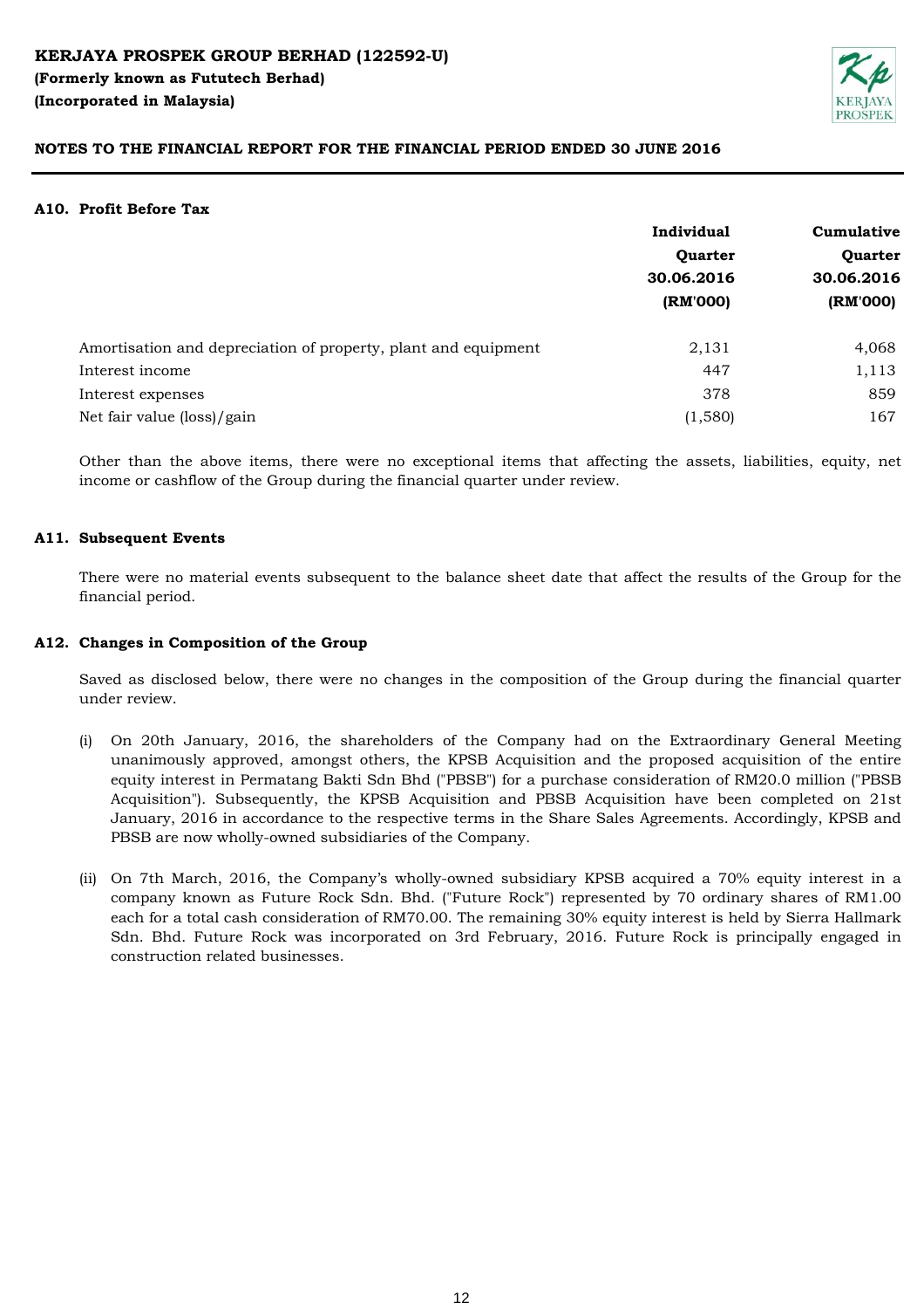**KERJAYA PROSPEK GROUP BERHAD (122592-U)**
**(Formerly known as Fututech Berhad)**
**(Incorporated in Malaysia)**

**NOTES TO THE FINANCIAL REPORT FOR THE FINANCIAL PERIOD ENDED 30 JUNE 2016**

## A10. Profit Before Tax

| | Individual Quarter 30.06.2016 (RM'000) | Cumulative Quarter 30.06.2016 (RM'000) |
|---|---|---|
| Amortisation and depreciation of property, plant and equipment | 2,131 | 4,068 |
| Interest income | 447 | 1,113 |
| Interest expenses | 378 | 859 |
| Net fair value (loss)/gain | (1,580) | 167 |

Other than the above items, there were no exceptional items that affecting the assets, liabilities, equity, net income or cashflow of the Group during the financial quarter under review.

## A11. Subsequent Events

There were no material events subsequent to the balance sheet date that affect the results of the Group for the financial period.

## A12. Changes in Composition of the Group

Saved as disclosed below, there were no changes in the composition of the Group during the financial quarter under review.

(i) On 20th January, 2016, the shareholders of the Company had on the Extraordinary General Meeting unanimously approved, amongst others, the KPSB Acquisition and the proposed acquisition of the entire equity interest in Permatang Bakti Sdn Bhd ("PBSB") for a purchase consideration of RM20.0 million ("PBSB Acquisition"). Subsequently, the KPSB Acquisition and PBSB Acquisition have been completed on 21st January, 2016 in accordance to the respective terms in the Share Sales Agreements. Accordingly, KPSB and PBSB are now wholly-owned subsidiaries of the Company.

(ii) On 7th March, 2016, the Company's wholly-owned subsidiary KPSB acquired a 70% equity interest in a company known as Future Rock Sdn. Bhd. ("Future Rock") represented by 70 ordinary shares of RM1.00 each for a total cash consideration of RM70.00. The remaining 30% equity interest is held by Sierra Hallmark Sdn. Bhd. Future Rock was incorporated on 3rd February, 2016. Future Rock is principally engaged in construction related businesses.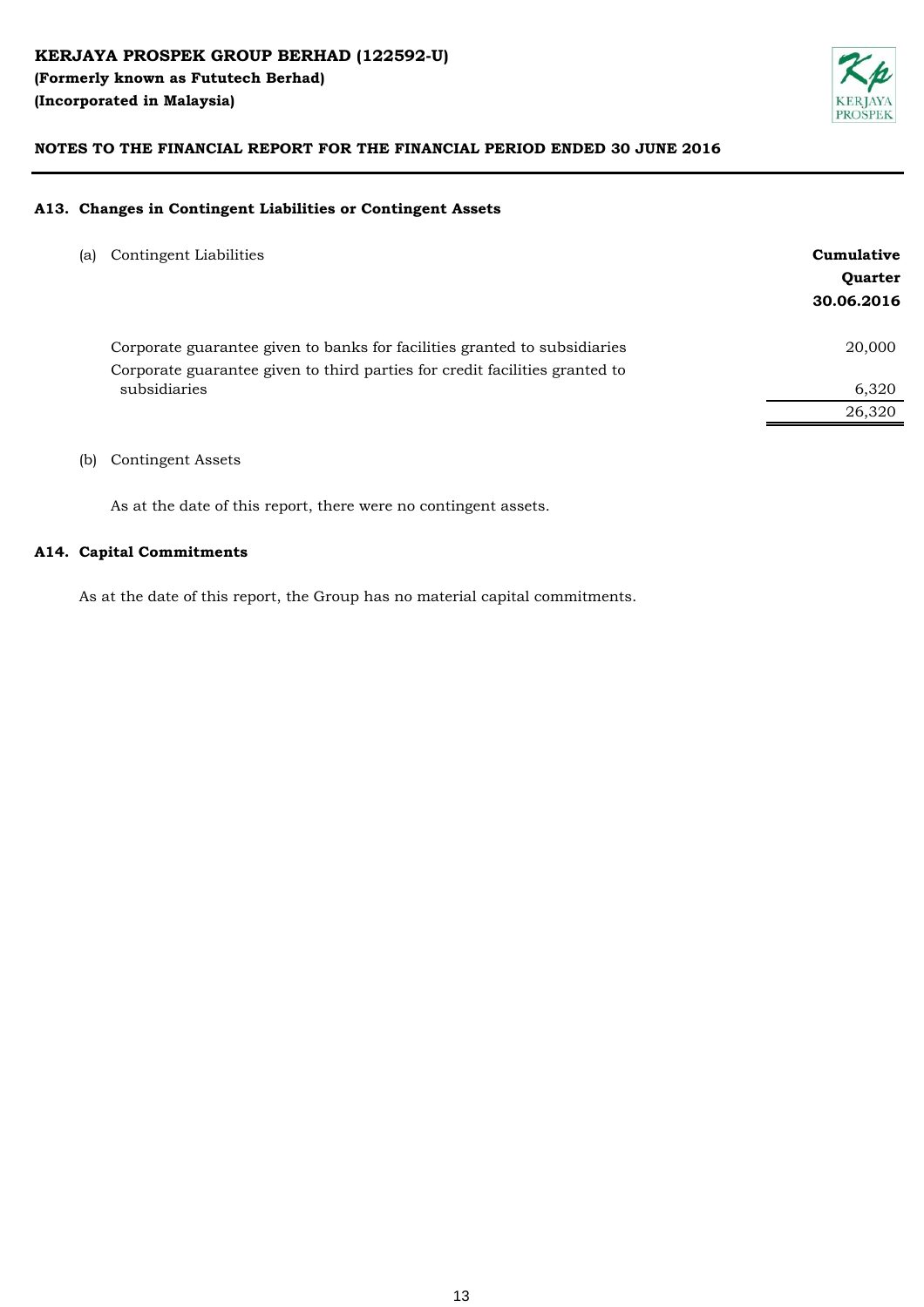**KERJAYA PROSPEK GROUP BERHAD (122592-U)**
**(Formerly known as Fututech Berhad)**
**(Incorporated in Malaysia)**

**NOTES TO THE FINANCIAL REPORT FOR THE FINANCIAL PERIOD ENDED 30 JUNE 2016**

## A13. Changes in Contingent Liabilities or Contingent Assets

(a) Contingent Liabilities

| | **Cumulative Quarter 30.06.2016** |
|---|---|
| Corporate guarantee given to banks for facilities granted to subsidiaries | 20,000 |
| Corporate guarantee given to third parties for credit facilities granted to subsidiaries | 6,320 |
| | 26,320 |

(b) Contingent Assets

As at the date of this report, there were no contingent assets.

## A14. Capital Commitments

As at the date of this report, the Group has no material capital commitments.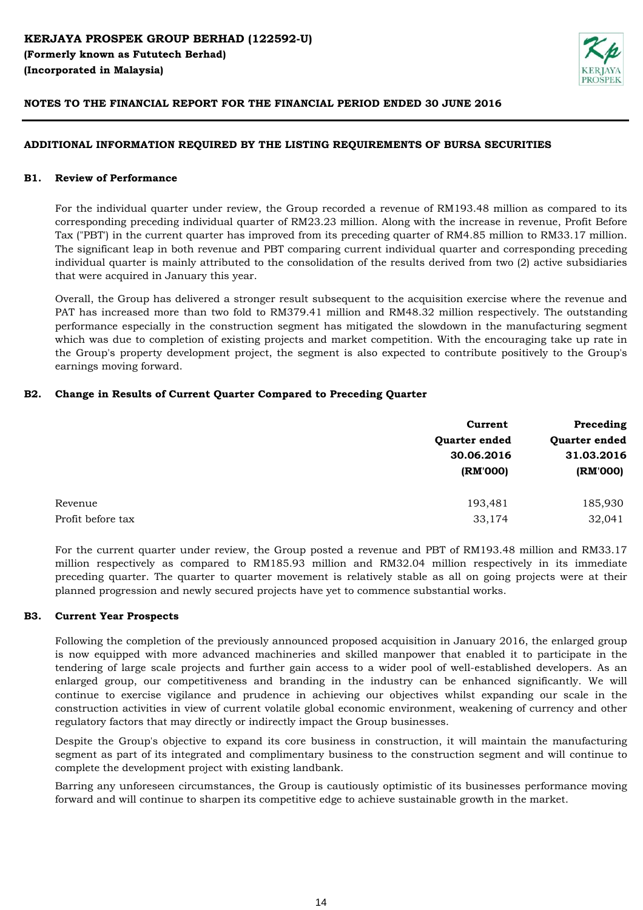**KERJAYA PROSPEK GROUP BERHAD (122592-U)**
**(Formerly known as Fututech Berhad)**
**(Incorporated in Malaysia)**

**NOTES TO THE FINANCIAL REPORT FOR THE FINANCIAL PERIOD ENDED 30 JUNE 2016**

**ADDITIONAL INFORMATION REQUIRED BY THE LISTING REQUIREMENTS OF BURSA SECURITIES**

**B1. Review of Performance**

For the individual quarter under review, the Group recorded a revenue of RM193.48 million as compared to its corresponding preceding individual quarter of RM23.23 million. Along with the increase in revenue, Profit Before Tax ("PBT") in the current quarter has improved from its preceding quarter of RM4.85 million to RM33.17 million. The significant leap in both revenue and PBT comparing current individual quarter and corresponding preceding individual quarter is mainly attributed to the consolidation of the results derived from two (2) active subsidiaries that were acquired in January this year.

Overall, the Group has delivered a stronger result subsequent to the acquisition exercise where the revenue and PAT has increased more than two fold to RM379.41 million and RM48.32 million respectively. The outstanding performance especially in the construction segment has mitigated the slowdown in the manufacturing segment which was due to completion of existing projects and market competition. With the encouraging take up rate in the Group's property development project, the segment is also expected to contribute positively to the Group's earnings moving forward.

**B2. Change in Results of Current Quarter Compared to Preceding Quarter**

| | Current Quarter ended 30.06.2016 (RM'000) | Preceding Quarter ended 31.03.2016 (RM'000) |
|---|---|---|
| Revenue | 193,481 | 185,930 |
| Profit before tax | 33,174 | 32,041 |

For the current quarter under review, the Group posted a revenue and PBT of RM193.48 million and RM33.17 million respectively as compared to RM185.93 million and RM32.04 million respectively in its immediate preceding quarter. The quarter to quarter movement is relatively stable as all on going projects were at their planned progression and newly secured projects have yet to commence substantial works.

**B3. Current Year Prospects**

Following the completion of the previously announced proposed acquisition in January 2016, the enlarged group is now equipped with more advanced machineries and skilled manpower that enabled it to participate in the tendering of large scale projects and further gain access to a wider pool of well-established developers. As an enlarged group, our competitiveness and branding in the industry can be enhanced significantly. We will continue to exercise vigilance and prudence in achieving our objectives whilst expanding our scale in the construction activities in view of current volatile global economic environment, weakening of currency and other regulatory factors that may directly or indirectly impact the Group businesses.

Despite the Group's objective to expand its core business in construction, it will maintain the manufacturing segment as part of its integrated and complimentary business to the construction segment and will continue to complete the development project with existing landbank.

Barring any unforeseen circumstances, the Group is cautiously optimistic of its businesses performance moving forward and will continue to sharpen its competitive edge to achieve sustainable growth in the market.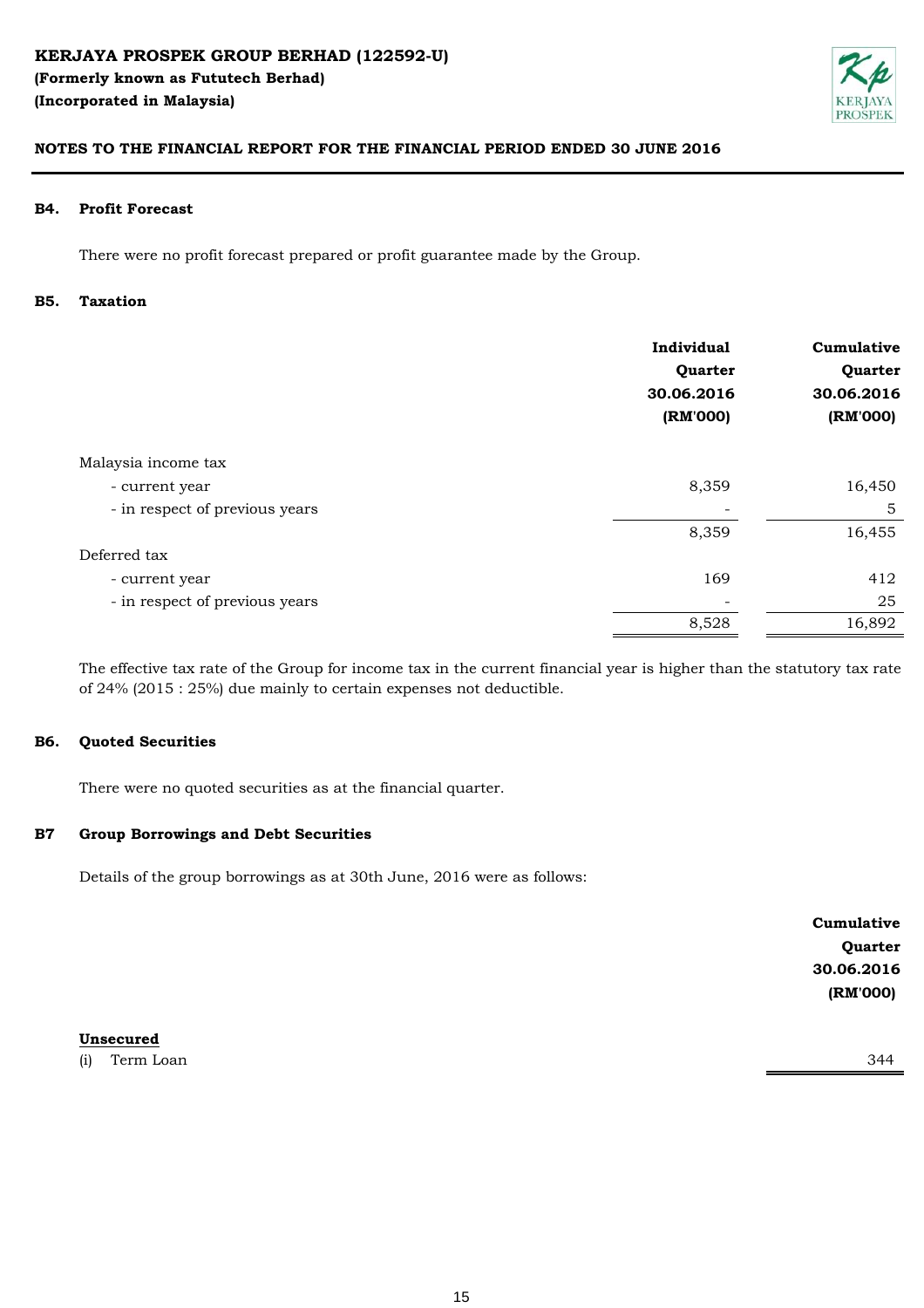**KERJAYA PROSPEK GROUP BERHAD (122592-U)**
**(Formerly known as Fututech Berhad)**
**(Incorporated in Malaysia)**

**NOTES TO THE FINANCIAL REPORT FOR THE FINANCIAL PERIOD ENDED 30 JUNE 2016**

## B4. Profit Forecast

There were no profit forecast prepared or profit guarantee made by the Group.

## B5. Taxation

| | Individual Quarter 30.06.2016 (RM'000) | Cumulative Quarter 30.06.2016 (RM'000) |
|---|---|---|
| Malaysia income tax | | |
| - current year | 8,359 | 16,450 |
| - in respect of previous years | - | 5 |
| | 8,359 | 16,455 |
| Deferred tax | | |
| - current year | 169 | 412 |
| - in respect of previous years | - | 25 |
| | 8,528 | 16,892 |

The effective tax rate of the Group for income tax in the current financial year is higher than the statutory tax rate of 24% (2015 : 25%) due mainly to certain expenses not deductible.

## B6. Quoted Securities

There were no quoted securities as at the financial quarter.

## B7 Group Borrowings and Debt Securities

Details of the group borrowings as at 30th June, 2016 were as follows:

| | Cumulative Quarter 30.06.2016 (RM'000) |
|---|---|
| **Unsecured** | |
| (i) Term Loan | 344 |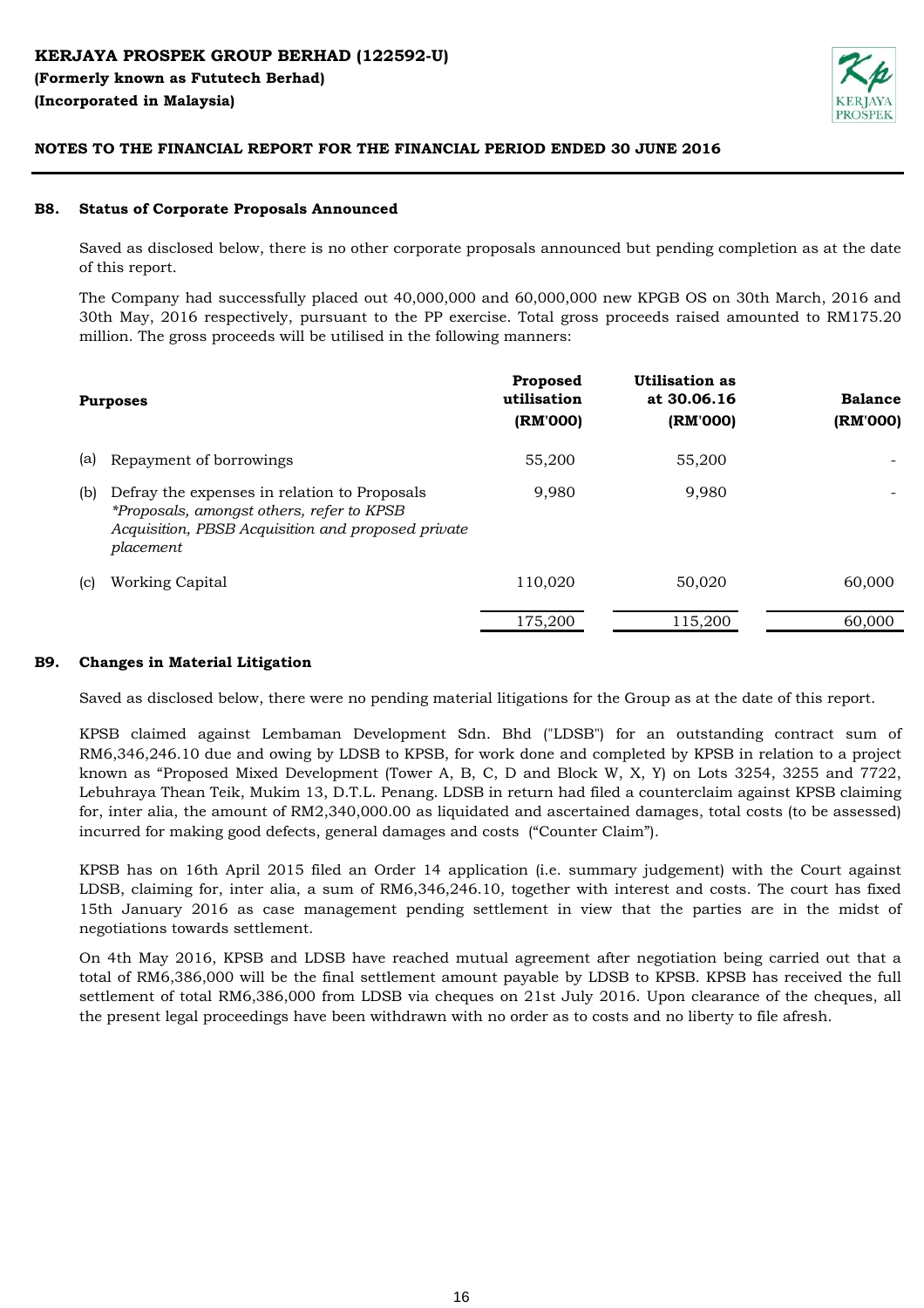**KERJAYA PROSPEK GROUP BERHAD (122592-U)**
**(Formerly known as Fututech Berhad)**
**(Incorporated in Malaysia)**

**NOTES TO THE FINANCIAL REPORT FOR THE FINANCIAL PERIOD ENDED 30 JUNE 2016**

## B8. Status of Corporate Proposals Announced

Saved as disclosed below, there is no other corporate proposals announced but pending completion as at the date of this report.

The Company had successfully placed out 40,000,000 and 60,000,000 new KPGB OS on 30th March, 2016 and 30th May, 2016 respectively, pursuant to the PP exercise. Total gross proceeds raised amounted to RM175.20 million. The gross proceeds will be utilised in the following manners:

| | Purposes | Proposed utilisation (RM'000) | Utilisation as at 30.06.16 (RM'000) | Balance (RM'000) |
|---|---|---|---|---|
| (a) | Repayment of borrowings | 55,200 | 55,200 | - |
| (b) | Defray the expenses in relation to Proposals<br>*\*Proposals, amongst others, refer to KPSB Acquisition, PBSB Acquisition and proposed private placement* | 9,980 | 9,980 | - |
| (c) | Working Capital | 110,020 | 50,020 | 60,000 |
| | | 175,200 | 115,200 | 60,000 |

## B9. Changes in Material Litigation

Saved as disclosed below, there were no pending material litigations for the Group as at the date of this report.

KPSB claimed against Lembaman Development Sdn. Bhd ("LDSB") for an outstanding contract sum of RM6,346,246.10 due and owing by LDSB to KPSB, for work done and completed by KPSB in relation to a project known as "Proposed Mixed Development (Tower A, B, C, D and Block W, X, Y) on Lots 3254, 3255 and 7722, Lebuhraya Thean Teik, Mukim 13, D.T.L. Penang. LDSB in return had filed a counterclaim against KPSB claiming for, inter alia, the amount of RM2,340,000.00 as liquidated and ascertained damages, total costs (to be assessed) incurred for making good defects, general damages and costs ("Counter Claim").

KPSB has on 16th April 2015 filed an Order 14 application (i.e. summary judgement) with the Court against LDSB, claiming for, inter alia, a sum of RM6,346,246.10, together with interest and costs. The court has fixed 15th January 2016 as case management pending settlement in view that the parties are in the midst of negotiations towards settlement.

On 4th May 2016, KPSB and LDSB have reached mutual agreement after negotiation being carried out that a total of RM6,386,000 will be the final settlement amount payable by LDSB to KPSB. KPSB has received the full settlement of total RM6,386,000 from LDSB via cheques on 21st July 2016. Upon clearance of the cheques, all the present legal proceedings have been withdrawn with no order as to costs and no liberty to file afresh.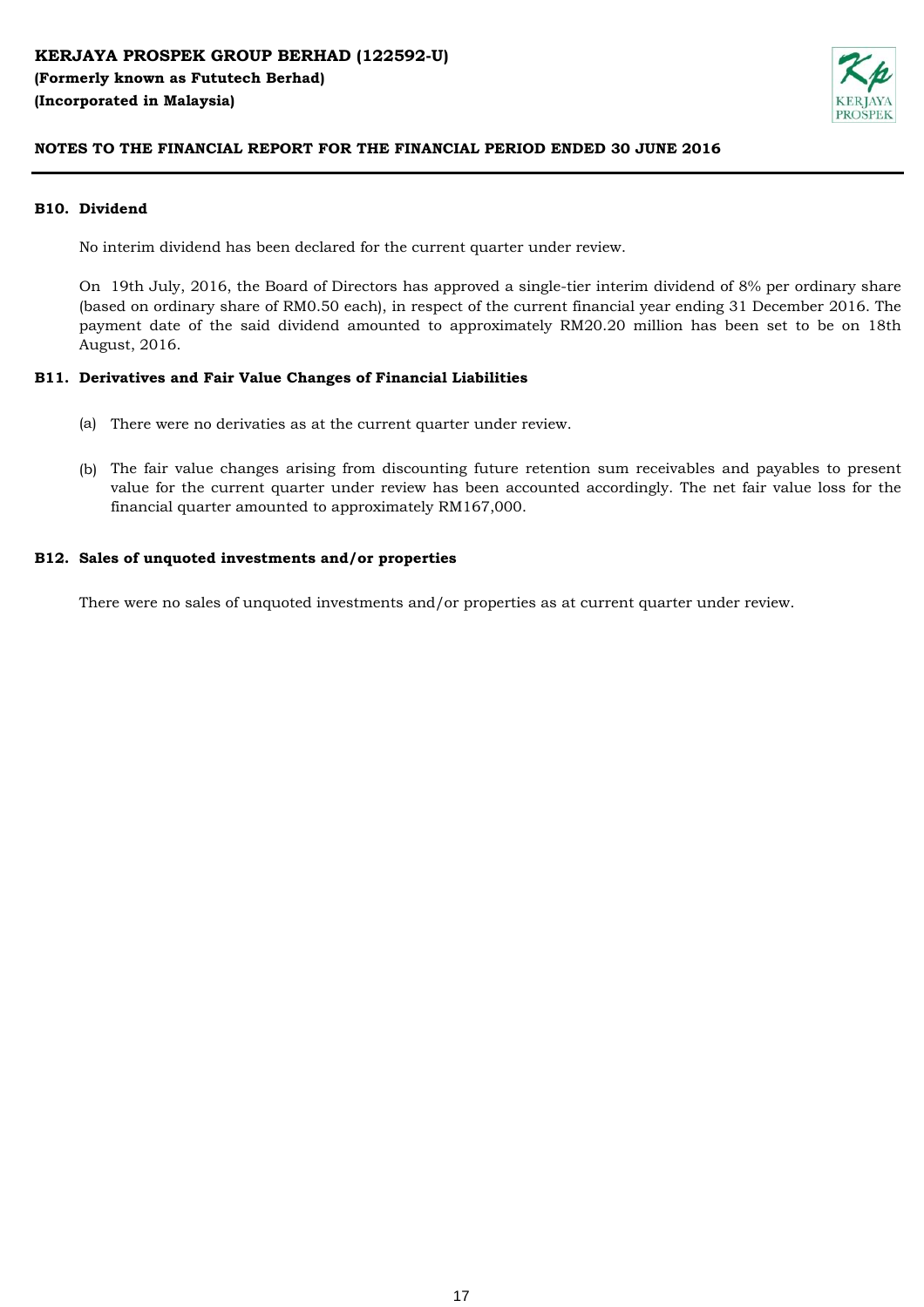**KERJAYA PROSPEK GROUP BERHAD (122592-U)**
**(Formerly known as Fututech Berhad)**
**(Incorporated in Malaysia)**

**NOTES TO THE FINANCIAL REPORT FOR THE FINANCIAL PERIOD ENDED 30 JUNE 2016**

## B10. Dividend

No interim dividend has been declared for the current quarter under review.

On 19th July, 2016, the Board of Directors has approved a single-tier interim dividend of 8% per ordinary share (based on ordinary share of RM0.50 each), in respect of the current financial year ending 31 December 2016. The payment date of the said dividend amounted to approximately RM20.20 million has been set to be on 18th August, 2016.

## B11. Derivatives and Fair Value Changes of Financial Liabilities

(a) There were no derivaties as at the current quarter under review.

(b) The fair value changes arising from discounting future retention sum receivables and payables to present value for the current quarter under review has been accounted accordingly. The net fair value loss for the financial quarter amounted to approximately RM167,000.

## B12. Sales of unquoted investments and/or properties

There were no sales of unquoted investments and/or properties as at current quarter under review.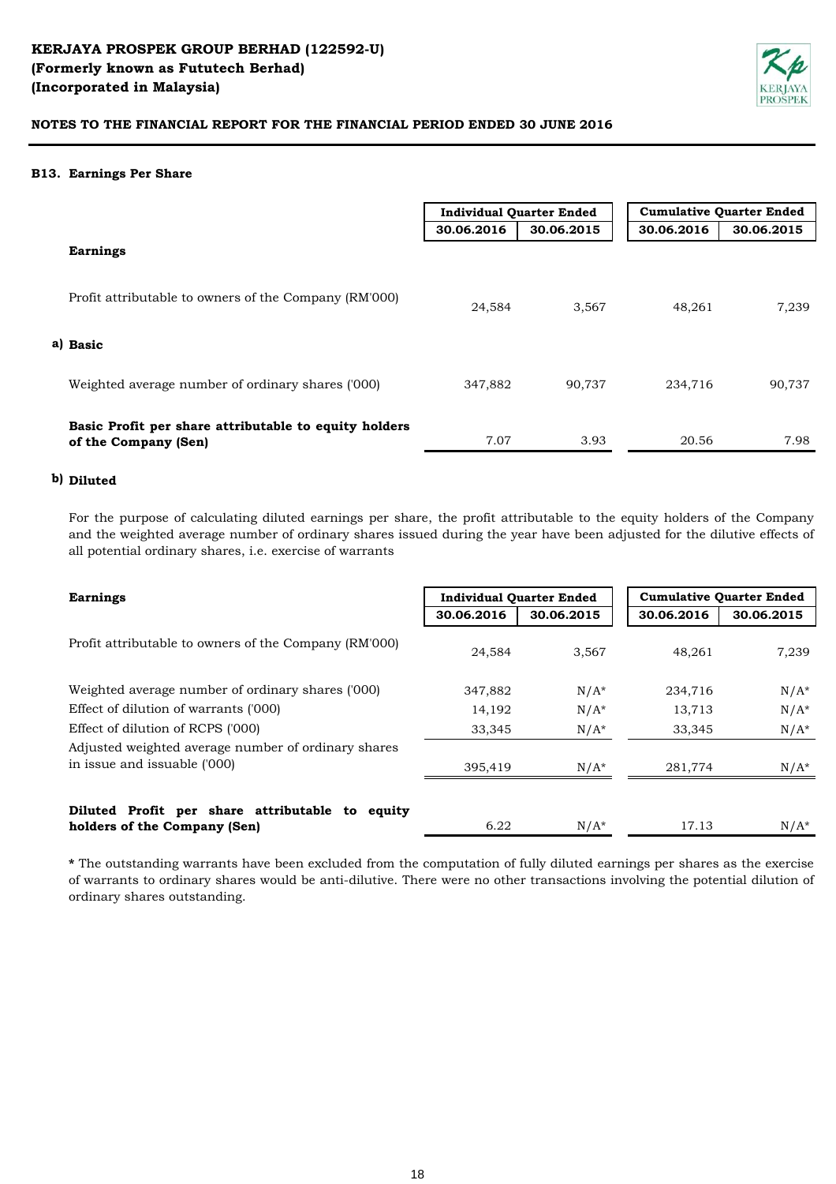**KERJAYA PROSPEK GROUP BERHAD (122592-U)**
**(Formerly known as Fututech Berhad)**
**(Incorporated in Malaysia)**

**NOTES TO THE FINANCIAL REPORT FOR THE FINANCIAL PERIOD ENDED 30 JUNE 2016**

### B13. Earnings Per Share

| | Individual Quarter Ended | | Cumulative Quarter Ended | |
|---|---|---|---|---|
| | 30.06.2016 | 30.06.2015 | 30.06.2016 | 30.06.2015 |
| **Earnings** | | | | |
| Profit attributable to owners of the Company (RM'000) | 24,584 | 3,567 | 48,261 | 7,239 |
| **a) Basic** | | | | |
| Weighted average number of ordinary shares ('000) | 347,882 | 90,737 | 234,716 | 90,737 |
| **Basic Profit per share attributable to equity holders of the Company (Sen)** | 7.07 | 3.93 | 20.56 | 7.98 |

**b) Diluted**

For the purpose of calculating diluted earnings per share, the profit attributable to the equity holders of the Company and the weighted average number of ordinary shares issued during the year have been adjusted for the dilutive effects of all potential ordinary shares, i.e. exercise of warrants

| **Earnings** | Individual Quarter Ended | | Cumulative Quarter Ended | |
|---|---|---|---|---|
| | 30.06.2016 | 30.06.2015 | 30.06.2016 | 30.06.2015 |
| Profit attributable to owners of the Company (RM'000) | 24,584 | 3,567 | 48,261 | 7,239 |
| Weighted average number of ordinary shares ('000) | 347,882 | N/A* | 234,716 | N/A* |
| Effect of dilution of warrants ('000) | 14,192 | N/A* | 13,713 | N/A* |
| Effect of dilution of RCPS ('000) | 33,345 | N/A* | 33,345 | N/A* |
| Adjusted weighted average number of ordinary shares in issue and issuable ('000) | 395,419 | N/A* | 281,774 | N/A* |
| **Diluted Profit per share attributable to equity holders of the Company (Sen)** | 6.22 | N/A* | 17.13 | N/A* |

**\*** The outstanding warrants have been excluded from the computation of fully diluted earnings per shares as the exercise of warrants to ordinary shares would be anti-dilutive. There were no other transactions involving the potential dilution of ordinary shares outstanding.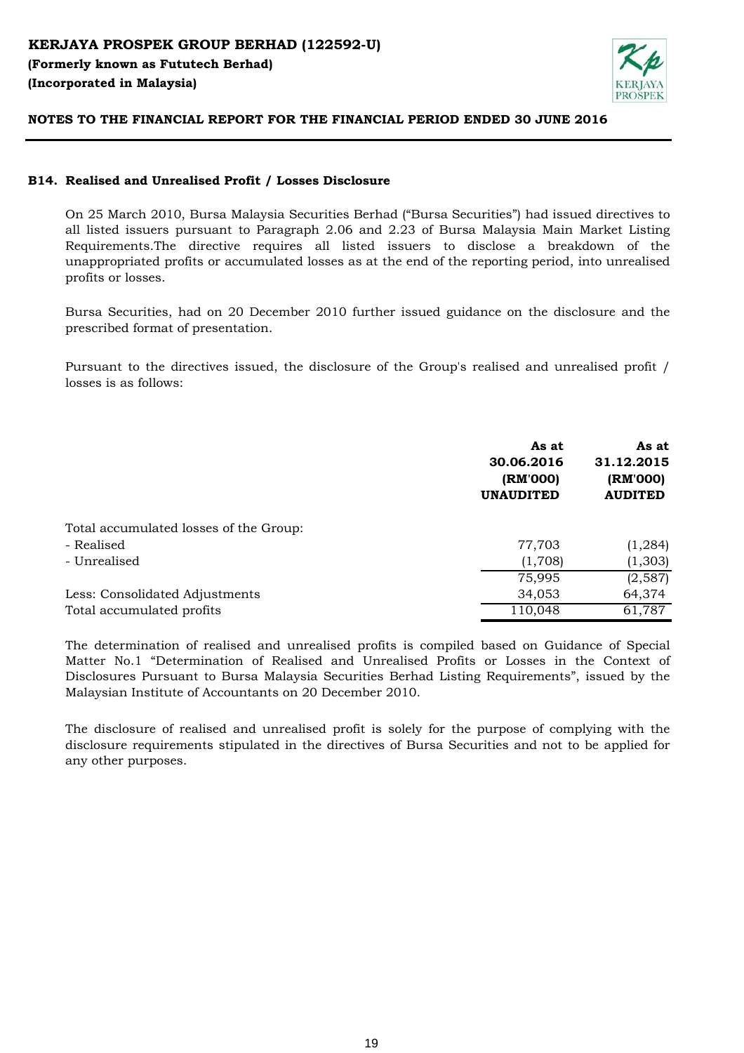**KERJAYA PROSPEK GROUP BERHAD (122592-U)**
**(Formerly known as Fututech Berhad)**
**(Incorporated in Malaysia)**

**NOTES TO THE FINANCIAL REPORT FOR THE FINANCIAL PERIOD ENDED 30 JUNE 2016**

### B14. Realised and Unrealised Profit / Losses Disclosure

On 25 March 2010, Bursa Malaysia Securities Berhad ("Bursa Securities") had issued directives to all listed issuers pursuant to Paragraph 2.06 and 2.23 of Bursa Malaysia Main Market Listing Requirements.The directive requires all listed issuers to disclose a breakdown of the unappropriated profits or accumulated losses as at the end of the reporting period, into unrealised profits or losses.

Bursa Securities, had on 20 December 2010 further issued guidance on the disclosure and the prescribed format of presentation.

Pursuant to the directives issued, the disclosure of the Group's realised and unrealised profit / losses is as follows:

| | As at 30.06.2016 (RM'000) UNAUDITED | As at 31.12.2015 (RM'000) AUDITED |
|---|---|---|
| Total accumulated losses of the Group: | | |
| - Realised | 77,703 | (1,284) |
| - Unrealised | (1,708) | (1,303) |
| | 75,995 | (2,587) |
| Less: Consolidated Adjustments | 34,053 | 64,374 |
| Total accumulated profits | 110,048 | 61,787 |

The determination of realised and unrealised profits is compiled based on Guidance of Special Matter No.1 "Determination of Realised and Unrealised Profits or Losses in the Context of Disclosures Pursuant to Bursa Malaysia Securities Berhad Listing Requirements", issued by the Malaysian Institute of Accountants on 20 December 2010.

The disclosure of realised and unrealised profit is solely for the purpose of complying with the disclosure requirements stipulated in the directives of Bursa Securities and not to be applied for any other purposes.